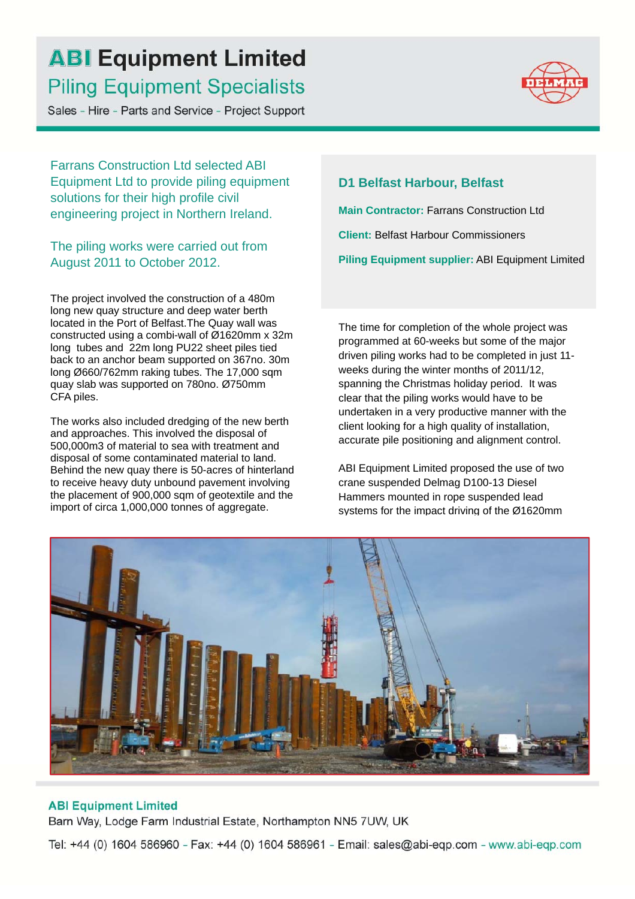# ABI Equipment Limited

## Piling Equipment Specialists

Sales - Hire - Parts and Service - Project Support

Farrans Construction Ltd selected ABI Equipment Ltd to provide piling equipment solutions for their high profile civil engineering project in Northern Ireland.

The piling works were carried out from August 2011 to October 2012.

### D1 Belfast Harbour, Belfast

**Main Contractor:** Farrans Construction Ltd

**Client:** Belfast Harbour Commissioners

**Piling Equipment supplier:** ABI Equipment Limited

The project involved the construction of a 480m long new quay structure and deep water berth located in the Port of Belfast.The Quay wall was constructed using a combi-wall of Ø1620mm x 32m long tubes and 22m long PU22 sheet piles tied back to an anchor beam supported on 367no. 30m long Ø660/762mm raking tubes. The 17,000 sqm quay slab was supported on 780no. Ø750mm CFA piles.

The works also included dredging of the new berth and approaches. This involved the disposal of 500,000m3 of material to sea with treatment and disposal of some contaminated material to land. Behind the new quay there is 50-acres of hinterland to receive heavy duty unbound pavement involving the placement of 900,000 sqm of geotextile and the import of circa 1,000,000 tonnes of aggregate.

The time for completion of the whole project was programmed at 60-weeks but some of the major driven piling works had to be completed in just 11-weeks during the winter months of 2011/12, spanning the Christmas holiday period. It was clear that the piling works would have to be undertaken in a very productive manner with the client looking for a high quality of installation, accurate pile positioning and alignment control.

ABI Equipment Limited proposed the use of two crane suspended Delmag D100-13 Diesel Hammers mounted in rope suspended lead systems for the impact driving of the Ø1620mm

**ABI Equipment Limited**

Barn Way, Lodge Farm Industrial Estate, Northampton NN5 7UW, UK

Tel: +44 (0) 1604 586960 - Fax: +44 (0) 1604 586961 - Email: sales@abi-eqp.com - www.abi-eqp.com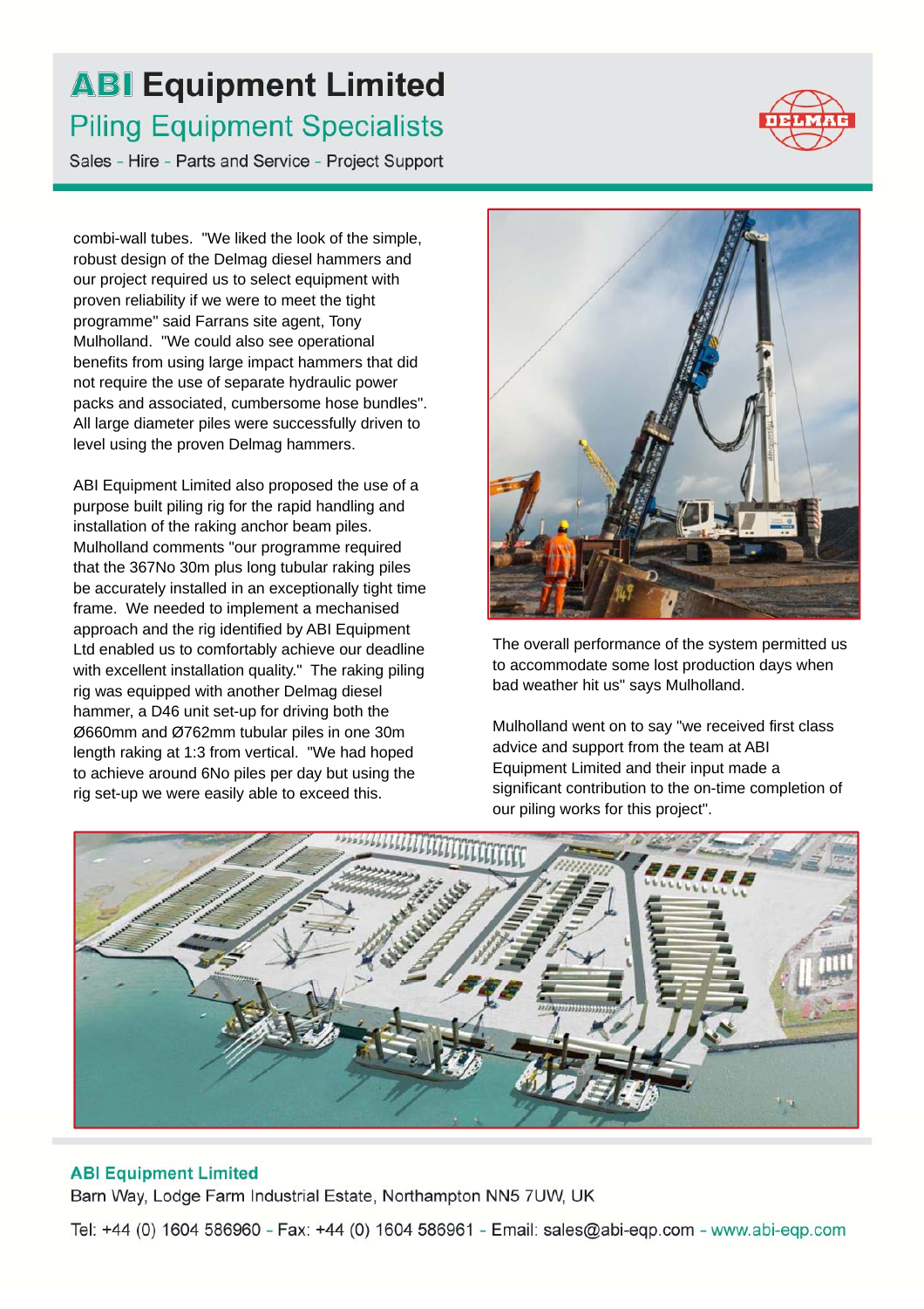# ABI Equipment Limited

## Piling Equipment Specialists

Sales - Hire - Parts and Service - Project Support

combi-wall tubes. "We liked the look of the simple, robust design of the Delmag diesel hammers and our project required us to select equipment with proven reliability if we were to meet the tight programme" said Farrans site agent, Tony Mulholland. "We could also see operational benefits from using large impact hammers that did not require the use of separate hydraulic power packs and associated, cumbersome hose bundles". All large diameter piles were successfully driven to level using the proven Delmag hammers.

ABI Equipment Limited also proposed the use of a purpose built piling rig for the rapid handling and installation of the raking anchor beam piles. Mulholland comments "our programme required that the 367No 30m plus long tubular raking piles be accurately installed in an exceptionally tight time frame. We needed to implement a mechanised approach and the rig identified by ABI Equipment Ltd enabled us to comfortably achieve our deadline with excellent installation quality." The raking piling rig was equipped with another Delmag diesel hammer, a D46 unit set-up for driving both the Ø660mm and Ø762mm tubular piles in one 30m length raking at 1:3 from vertical. "We had hoped to achieve around 6No piles per day but using the rig set-up we were easily able to exceed this.

The overall performance of the system permitted us to accommodate some lost production days when bad weather hit us" says Mulholland.

Mulholland went on to say "we received first class advice and support from the team at ABI Equipment Limited and their input made a significant contribution to the on-time completion of our piling works for this project".

**ABI Equipment Limited**
Barn Way, Lodge Farm Industrial Estate, Northampton NN5 7UW, UK

Tel: +44 (0) 1604 586960 - Fax: +44 (0) 1604 586961 - Email: sales@abi-eqp.com - www.abi-eqp.com